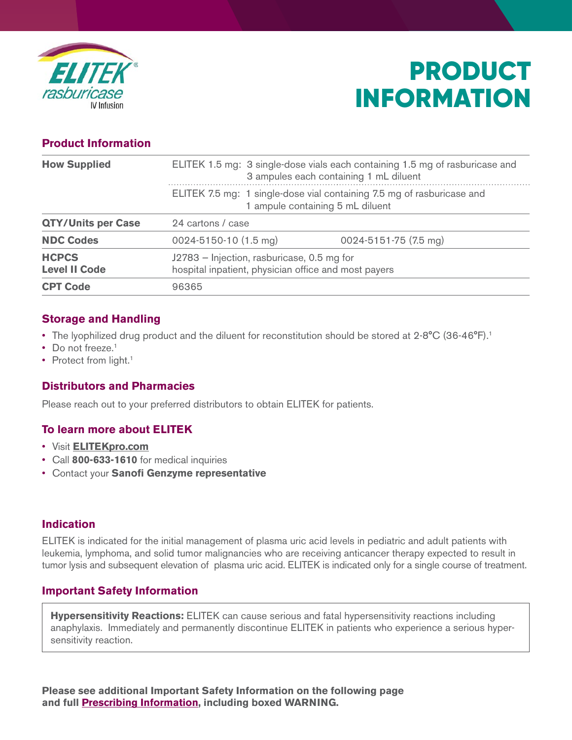# ELITEK® rasburicase IV Infusion

# PRODUCT INFORMATION

## Product Information

| | | |
|---|---|---|
| **How Supplied** | ELITEK 1.5 mg: 3 single-dose vials each containing 1.5 mg of rasburicase and 3 ampules each containing 1 mL diluent | |
| | ELITEK 7.5 mg: 1 single-dose vial containing 7.5 mg of rasburicase and 1 ampule containing 5 mL diluent | |
| **QTY/Units per Case** | 24 cartons / case | |
| **NDC Codes** | 0024-5150-10 (1.5 mg) | 0024-5151-75 (7.5 mg) |
| **HCPCS Level II Code** | J2783 – Injection, rasburicase, 0.5 mg for hospital inpatient, physician office and most payers | |
| **CPT Code** | 96365 | |

## Storage and Handling

- The lyophilized drug product and the diluent for reconstitution should be stored at 2-8°C (36-46°F).[1]
- Do not freeze.[1]
- Protect from light.[1]

## Distributors and Pharmacies

Please reach out to your preferred distributors to obtain ELITEK for patients.

## To learn more about ELITEK

- Visit **ELITEKpro.com**
- Call **800-633-1610** for medical inquiries
- Contact your **Sanofi Genzyme representative**

## Indication

ELITEK is indicated for the initial management of plasma uric acid levels in pediatric and adult patients with leukemia, lymphoma, and solid tumor malignancies who are receiving anticancer therapy expected to result in tumor lysis and subsequent elevation of plasma uric acid. ELITEK is indicated only for a single course of treatment.

## Important Safety Information

**Hypersensitivity Reactions:** ELITEK can cause serious and fatal hypersensitivity reactions including anaphylaxis. Immediately and permanently discontinue ELITEK in patients who experience a serious hypersensitivity reaction.

**Please see additional Important Safety Information on the following page and full Prescribing Information, including boxed WARNING.**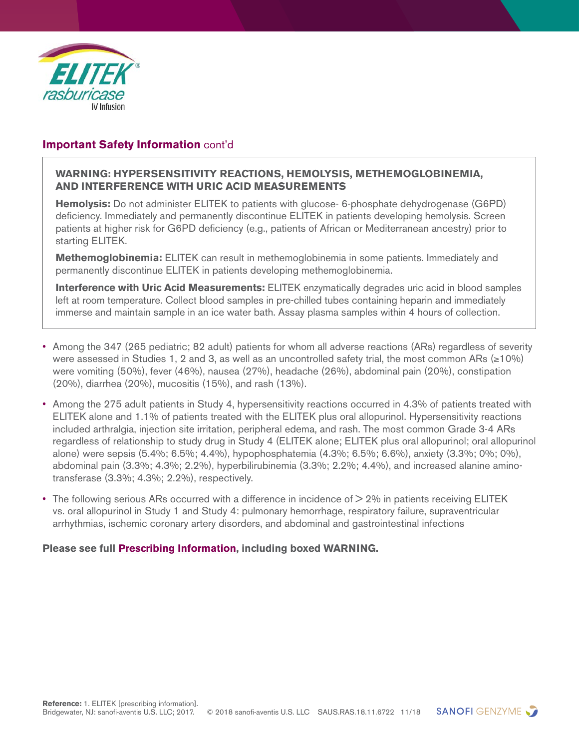ELITEK® rasburicase IV Infusion

## Important Safety Information cont'd

**WARNING: HYPERSENSITIVITY REACTIONS, HEMOLYSIS, METHEMOGLOBINEMIA, AND INTERFERENCE WITH URIC ACID MEASUREMENTS**

**Hemolysis:** Do not administer ELITEK to patients with glucose- 6-phosphate dehydrogenase (G6PD) deficiency. Immediately and permanently discontinue ELITEK in patients developing hemolysis. Screen patients at higher risk for G6PD deficiency (e.g., patients of African or Mediterranean ancestry) prior to starting ELITEK.

**Methemoglobinemia:** ELITEK can result in methemoglobinemia in some patients. Immediately and permanently discontinue ELITEK in patients developing methemoglobinemia.

**Interference with Uric Acid Measurements:** ELITEK enzymatically degrades uric acid in blood samples left at room temperature. Collect blood samples in pre-chilled tubes containing heparin and immediately immerse and maintain sample in an ice water bath. Assay plasma samples within 4 hours of collection.

- Among the 347 (265 pediatric; 82 adult) patients for whom all adverse reactions (ARs) regardless of severity were assessed in Studies 1, 2 and 3, as well as an uncontrolled safety trial, the most common ARs (≥10%) were vomiting (50%), fever (46%), nausea (27%), headache (26%), abdominal pain (20%), constipation (20%), diarrhea (20%), mucositis (15%), and rash (13%).
- Among the 275 adult patients in Study 4, hypersensitivity reactions occurred in 4.3% of patients treated with ELITEK alone and 1.1% of patients treated with the ELITEK plus oral allopurinol. Hypersensitivity reactions included arthralgia, injection site irritation, peripheral edema, and rash. The most common Grade 3-4 ARs regardless of relationship to study drug in Study 4 (ELITEK alone; ELITEK plus oral allopurinol; oral allopurinol alone) were sepsis (5.4%; 6.5%; 4.4%), hypophosphatemia (4.3%; 6.5%; 6.6%), anxiety (3.3%; 0%; 0%), abdominal pain (3.3%; 4.3%; 2.2%), hyperbilirubinemia (3.3%; 2.2%; 4.4%), and increased alanine aminotransferase (3.3%; 4.3%; 2.2%), respectively.
- The following serious ARs occurred with a difference in incidence of > 2% in patients receiving ELITEK vs. oral allopurinol in Study 1 and Study 4: pulmonary hemorrhage, respiratory failure, supraventricular arrhythmias, ischemic coronary artery disorders, and abdominal and gastrointestinal infections

**Please see full Prescribing Information, including boxed WARNING.**

**Reference:** 1. ELITEK [prescribing information]. Bridgewater, NJ: sanofi-aventis U.S. LLC; 2017. © 2018 sanofi-aventis U.S. LLC SAUS.RAS.18.11.6722 11/18

SANOFI GENZYME